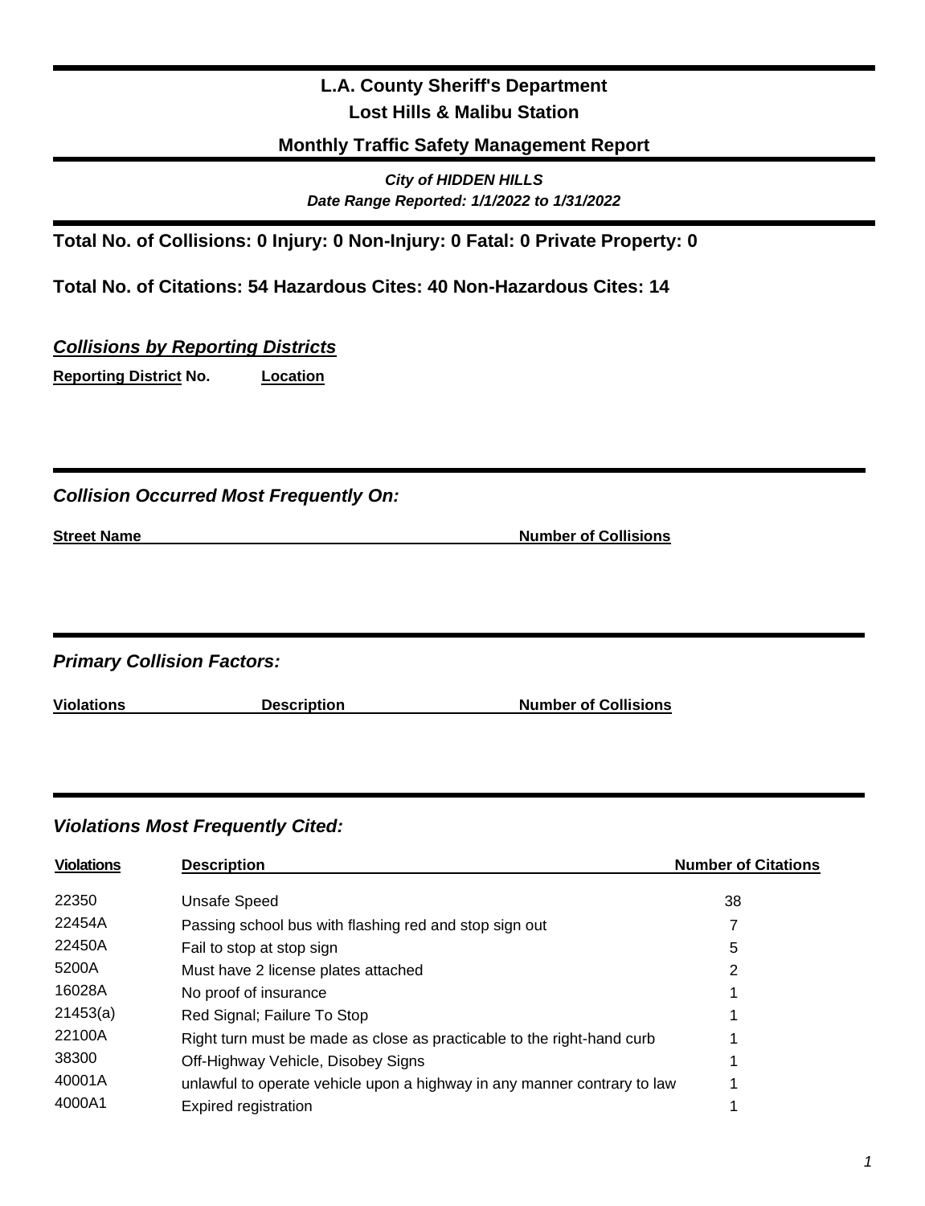# L.A. County Sheriff's Department
## Lost Hills & Malibu Station
## Monthly Traffic Safety Management Report

***City of HIDDEN HILLS***
***Date Range Reported: 1/1/2022 to 1/31/2022***

**Total No. of Collisions: 0 Injury: 0 Non-Injury: 0 Fatal: 0 Private Property: 0**

**Total No. of Citations: 54 Hazardous Cites: 40 Non-Hazardous Cites: 14**

### *Collisions by Reporting Districts*

| Reporting District No. | Location |
|---|---|

### *Collision Occurred Most Frequently On:*

| Street Name | Number of Collisions |
|---|---|

### *Primary Collision Factors:*

| Violations | Description | Number of Collisions |
|---|---|---|

### *Violations Most Frequently Cited:*

| Violations | Description | Number of Citations |
|---|---|---|
| 22350 | Unsafe Speed | 38 |
| 22454A | Passing school bus with flashing red and stop sign out | 7 |
| 22450A | Fail to stop at stop sign | 5 |
| 5200A | Must have 2 license plates attached | 2 |
| 16028A | No proof of insurance | 1 |
| 21453(a) | Red Signal; Failure To Stop | 1 |
| 22100A | Right turn must be made as close as practicable to the right-hand curb | 1 |
| 38300 | Off-Highway Vehicle, Disobey Signs | 1 |
| 40001A | unlawful to operate vehicle upon a highway in any manner contrary to law | 1 |
| 4000A1 | Expired registration | 1 |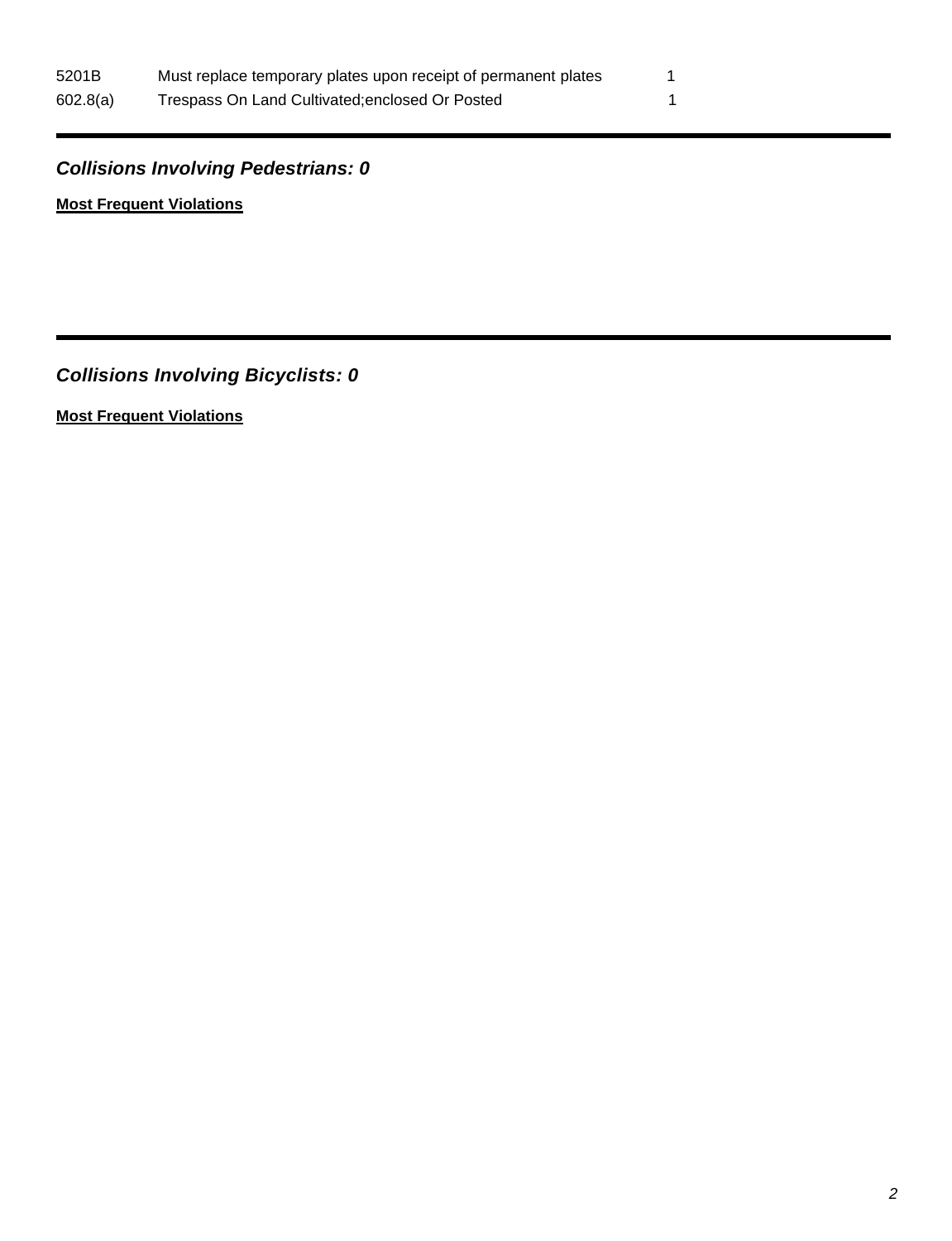| | | |
|---|---|---|
| 5201B | Must replace temporary plates upon receipt of permanent plates | 1 |
| 602.8(a) | Trespass On Land Cultivated;enclosed Or Posted | 1 |

---

## ***Collisions Involving Pedestrians: 0***

**Most Frequent Violations**

---

## ***Collisions Involving Bicyclists: 0***

**Most Frequent Violations**